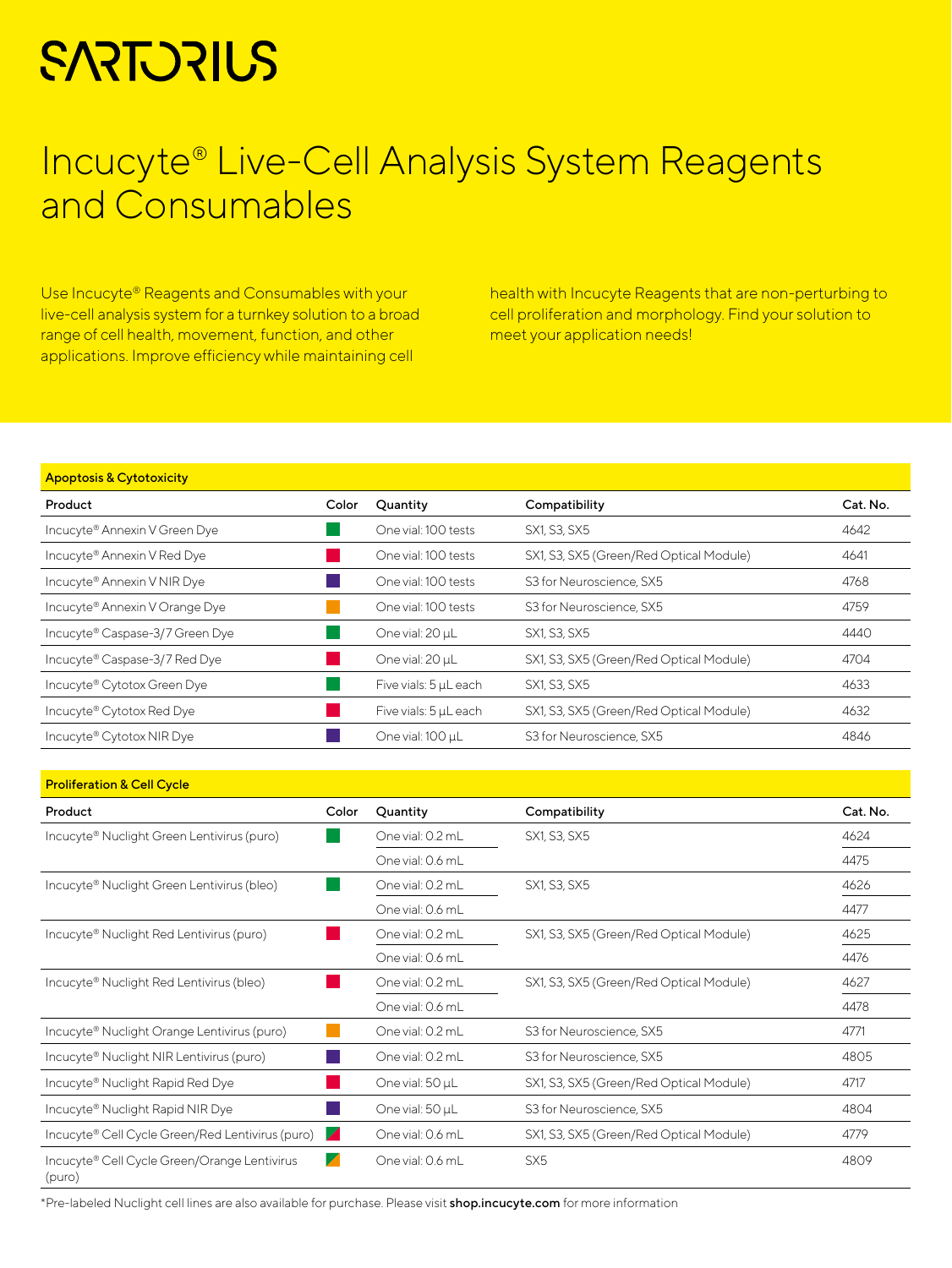# SARTORIUS

# Incucyte® Live-Cell Analysis System Reagents and Consumables

Use Incucyte® Reagents and Consumables with your live-cell analysis system for a turnkey solution to a broad range of cell health, movement, function, and other applications. Improve efficiency while maintaining cell health with Incucyte Reagents that are non-perturbing to cell proliferation and morphology. Find your solution to meet your application needs!

## Apoptosis & Cytotoxicity

| Product | Color | Quantity | Compatibility | Cat. No. |
|---|---|---|---|---|
| Incucyte® Annexin V Green Dye | Green | One vial: 100 tests | SX1, S3, SX5 | 4642 |
| Incucyte® Annexin V Red Dye | Red | One vial: 100 tests | SX1, S3, SX5 (Green/Red Optical Module) | 4641 |
| Incucyte® Annexin V NIR Dye | NIR | One vial: 100 tests | S3 for Neuroscience, SX5 | 4768 |
| Incucyte® Annexin V Orange Dye | Orange | One vial: 100 tests | S3 for Neuroscience, SX5 | 4759 |
| Incucyte® Caspase-3/7 Green Dye | Green | One vial: 20 µL | SX1, S3, SX5 | 4440 |
| Incucyte® Caspase-3/7 Red Dye | Red | One vial: 20 µL | SX1, S3, SX5 (Green/Red Optical Module) | 4704 |
| Incucyte® Cytotox Green Dye | Green | Five vials: 5 µL each | SX1, S3, SX5 | 4633 |
| Incucyte® Cytotox Red Dye | Red | Five vials: 5 µL each | SX1, S3, SX5 (Green/Red Optical Module) | 4632 |
| Incucyte® Cytotox NIR Dye | NIR | One vial: 100 µL | S3 for Neuroscience, SX5 | 4846 |

## Proliferation & Cell Cycle

| Product | Color | Quantity | Compatibility | Cat. No. |
|---|---|---|---|---|
| Incucyte® Nuclight Green Lentivirus (puro) | Green | One vial: 0.2 mL | SX1, S3, SX5 | 4624 |
| | | One vial: 0.6 mL | | 4475 |
| Incucyte® Nuclight Green Lentivirus (bleo) | Green | One vial: 0.2 mL | SX1, S3, SX5 | 4626 |
| | | One vial: 0.6 mL | | 4477 |
| Incucyte® Nuclight Red Lentivirus (puro) | Red | One vial: 0.2 mL | SX1, S3, SX5 (Green/Red Optical Module) | 4625 |
| | | One vial: 0.6 mL | | 4476 |
| Incucyte® Nuclight Red Lentivirus (bleo) | Red | One vial: 0.2 mL | SX1, S3, SX5 (Green/Red Optical Module) | 4627 |
| | | One vial: 0.6 mL | | 4478 |
| Incucyte® Nuclight Orange Lentivirus (puro) | Orange | One vial: 0.2 mL | S3 for Neuroscience, SX5 | 4771 |
| Incucyte® Nuclight NIR Lentivirus (puro) | NIR | One vial: 0.2 mL | S3 for Neuroscience, SX5 | 4805 |
| Incucyte® Nuclight Rapid Red Dye | Red | One vial: 50 µL | SX1, S3, SX5 (Green/Red Optical Module) | 4717 |
| Incucyte® Nuclight Rapid NIR Dye | NIR | One vial: 50 µL | S3 for Neuroscience, SX5 | 4804 |
| Incucyte® Cell Cycle Green/Red Lentivirus (puro) | Green/Red | One vial: 0.6 mL | SX1, S3, SX5 (Green/Red Optical Module) | 4779 |
| Incucyte® Cell Cycle Green/Orange Lentivirus (puro) | Green/Orange | One vial: 0.6 mL | SX5 | 4809 |

*Pre-labeled Nuclight cell lines are also available for purchase. Please visit **shop.incucyte.com** for more information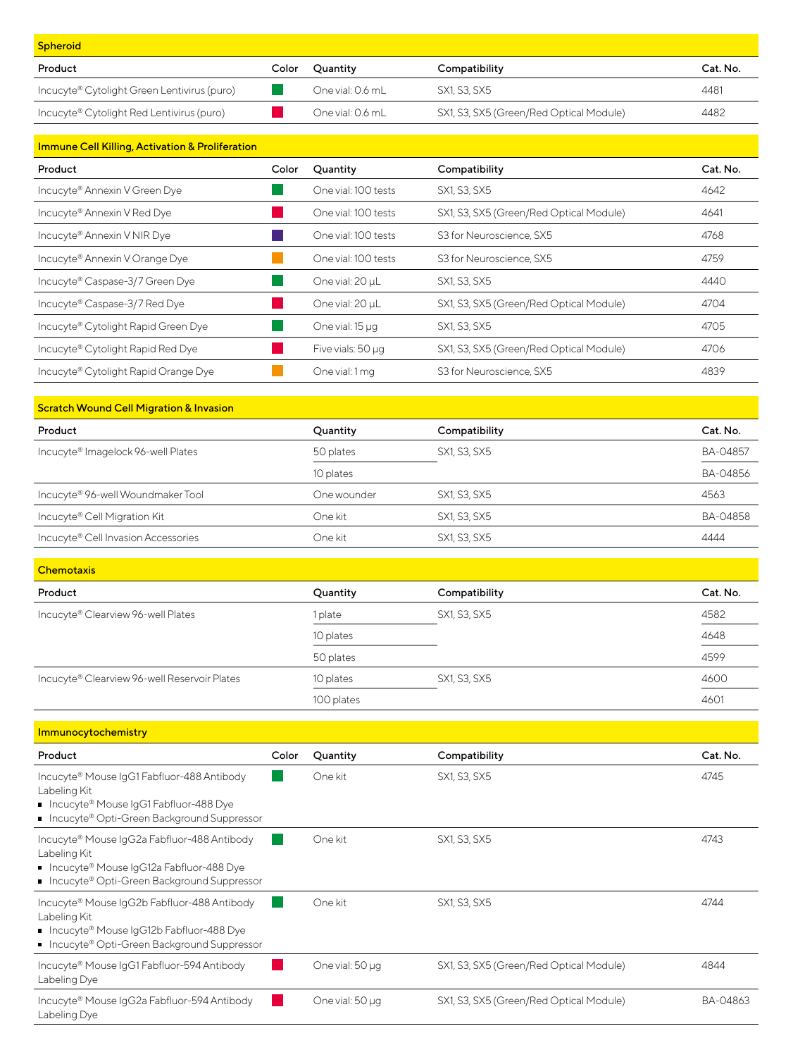## Spheroid

| Product | Color | Quantity | Compatibility | Cat. No. |
|---|---|---|---|---|
| Incucyte® Cytolight Green Lentivirus (puro) | Green | One vial: 0.6 mL | SX1, S3, SX5 | 4481 |
| Incucyte® Cytolight Red Lentivirus (puro) | Red | One vial: 0.6 mL | SX1, S3, SX5 (Green/Red Optical Module) | 4482 |

## Immune Cell Killing, Activation & Proliferation

| Product | Color | Quantity | Compatibility | Cat. No. |
|---|---|---|---|---|
| Incucyte® Annexin V Green Dye | Green | One vial: 100 tests | SX1, S3, SX5 | 4642 |
| Incucyte® Annexin V Red Dye | Red | One vial: 100 tests | SX1, S3, SX5 (Green/Red Optical Module) | 4641 |
| Incucyte® Annexin V NIR Dye | NIR | One vial: 100 tests | S3 for Neuroscience, SX5 | 4768 |
| Incucyte® Annexin V Orange Dye | Orange | One vial: 100 tests | S3 for Neuroscience, SX5 | 4759 |
| Incucyte® Caspase-3/7 Green Dye | Green | One vial: 20 µL | SX1, S3, SX5 | 4440 |
| Incucyte® Caspase-3/7 Red Dye | Red | One vial: 20 µL | SX1, S3, SX5 (Green/Red Optical Module) | 4704 |
| Incucyte® Cytolight Rapid Green Dye | Green | One vial: 15 µg | SX1, S3, SX5 | 4705 |
| Incucyte® Cytolight Rapid Red Dye | Red | Five vials: 50 µg | SX1, S3, SX5 (Green/Red Optical Module) | 4706 |
| Incucyte® Cytolight Rapid Orange Dye | Orange | One vial: 1 mg | S3 for Neuroscience, SX5 | 4839 |

## Scratch Wound Cell Migration & Invasion

| Product | Quantity | Compatibility | Cat. No. |
|---|---|---|---|
| Incucyte® Imagelock 96-well Plates | 50 plates | SX1, S3, SX5 | BA-04857 |
| | 10 plates | | BA-04856 |
| Incucyte® 96-well Woundmaker Tool | One wounder | SX1, S3, SX5 | 4563 |
| Incucyte® Cell Migration Kit | One kit | SX1, S3, SX5 | BA-04858 |
| Incucyte® Cell Invasion Accessories | One kit | SX1, S3, SX5 | 4444 |

## Chemotaxis

| Product | Quantity | Compatibility | Cat. No. |
|---|---|---|---|
| Incucyte® Clearview 96-well Plates | 1 plate | SX1, S3, SX5 | 4582 |
| | 10 plates | | 4648 |
| | 50 plates | | 4599 |
| Incucyte® Clearview 96-well Reservoir Plates | 10 plates | SX1, S3, SX5 | 4600 |
| | 100 plates | | 4601 |

## Immunocytochemistry

| Product | Color | Quantity | Compatibility | Cat. No. |
|---|---|---|---|---|
| Incucyte® Mouse IgG1 Fabfluor-488 Antibody Labeling Kit<br>▪ Incucyte® Mouse IgG1 Fabfluor-488 Dye<br>▪ Incucyte® Opti-Green Background Suppressor | Green | One kit | SX1, S3, SX5 | 4745 |
| Incucyte® Mouse IgG2a Fabfluor-488 Antibody Labeling Kit<br>▪ Incucyte® Mouse IgG12a Fabfluor-488 Dye<br>▪ Incucyte® Opti-Green Background Suppressor | Green | One kit | SX1, S3, SX5 | 4743 |
| Incucyte® Mouse IgG2b Fabfluor-488 Antibody Labeling Kit<br>▪ Incucyte® Mouse IgG12b Fabfluor-488 Dye<br>▪ Incucyte® Opti-Green Background Suppressor | Green | One kit | SX1, S3, SX5 | 4744 |
| Incucyte® Mouse IgG1 Fabfluor-594 Antibody Labeling Dye | Red | One vial: 50 µg | SX1, S3, SX5 (Green/Red Optical Module) | 4844 |
| Incucyte® Mouse IgG2a Fabfluor-594 Antibody Labeling Dye | Red | One vial: 50 µg | SX1, S3, SX5 (Green/Red Optical Module) | BA-04863 |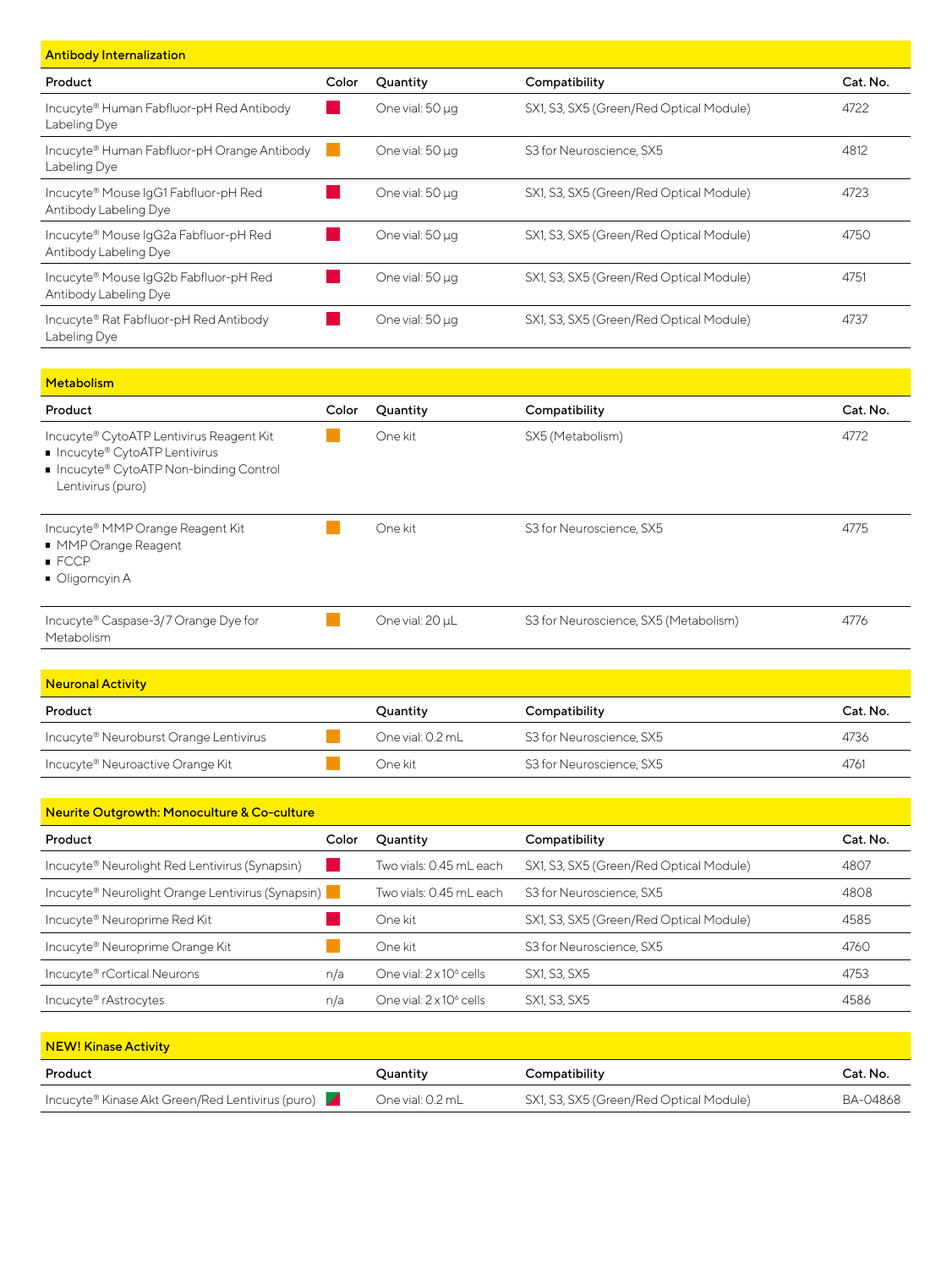## Antibody Internalization

| Product | Color | Quantity | Compatibility | Cat. No. |
|---|---|---|---|---|
| Incucyte® Human Fabfluor-pH Red Antibody Labeling Dye | Red | One vial: 50 µg | SX1, S3, SX5 (Green/Red Optical Module) | 4722 |
| Incucyte® Human Fabfluor-pH Orange Antibody Labeling Dye | Orange | One vial: 50 µg | S3 for Neuroscience, SX5 | 4812 |
| Incucyte® Mouse IgG1 Fabfluor-pH Red Antibody Labeling Dye | Red | One vial: 50 µg | SX1, S3, SX5 (Green/Red Optical Module) | 4723 |
| Incucyte® Mouse IgG2a Fabfluor-pH Red Antibody Labeling Dye | Red | One vial: 50 µg | SX1, S3, SX5 (Green/Red Optical Module) | 4750 |
| Incucyte® Mouse IgG2b Fabfluor-pH Red Antibody Labeling Dye | Red | One vial: 50 µg | SX1, S3, SX5 (Green/Red Optical Module) | 4751 |
| Incucyte® Rat Fabfluor-pH Red Antibody Labeling Dye | Red | One vial: 50 µg | SX1, S3, SX5 (Green/Red Optical Module) | 4737 |

## Metabolism

| Product | Color | Quantity | Compatibility | Cat. No. |
|---|---|---|---|---|
| Incucyte® CytoATP Lentivirus Reagent Kit<br>▪ Incucyte® CytoATP Lentivirus<br>▪ Incucyte® CytoATP Non-binding Control Lentivirus (puro) | Orange | One kit | SX5 (Metabolism) | 4772 |
| Incucyte® MMP Orange Reagent Kit<br>▪ MMP Orange Reagent<br>▪ FCCP<br>▪ Oligomcyin A | Orange | One kit | S3 for Neuroscience, SX5 | 4775 |
| Incucyte® Caspase-3/7 Orange Dye for Metabolism | Orange | One vial: 20 µL | S3 for Neuroscience, SX5 (Metabolism) | 4776 |

## Neuronal Activity

| Product | | Quantity | Compatibility | Cat. No. |
|---|---|---|---|---|
| Incucyte® Neuroburst Orange Lentivirus | Orange | One vial: 0.2 mL | S3 for Neuroscience, SX5 | 4736 |
| Incucyte® Neuroactive Orange Kit | Orange | One kit | S3 for Neuroscience, SX5 | 4761 |

## Neurite Outgrowth: Monoculture & Co-culture

| Product | Color | Quantity | Compatibility | Cat. No. |
|---|---|---|---|---|
| Incucyte® Neurolight Red Lentivirus (Synapsin) | Red | Two vials: 0.45 mL each | SX1, S3, SX5 (Green/Red Optical Module) | 4807 |
| Incucyte® Neurolight Orange Lentivirus (Synapsin) | Orange | Two vials: 0.45 mL each | S3 for Neuroscience, SX5 | 4808 |
| Incucyte® Neuroprime Red Kit | Red | One kit | SX1, S3, SX5 (Green/Red Optical Module) | 4585 |
| Incucyte® Neuroprime Orange Kit | Orange | One kit | S3 for Neuroscience, SX5 | 4760 |
| Incucyte® rCortical Neurons | n/a | One vial: $2 \times 10^6$ cells | SX1, S3, SX5 | 4753 |
| Incucyte® rAstrocytes | n/a | One vial: $2 \times 10^6$ cells | SX1, S3, SX5 | 4586 |

## NEW! Kinase Activity

| Product | | Quantity | Compatibility | Cat. No. |
|---|---|---|---|---|
| Incucyte® Kinase Akt Green/Red Lentivirus (puro) | Green/Red | One vial: 0.2 mL | SX1, S3, SX5 (Green/Red Optical Module) | BA-04868 |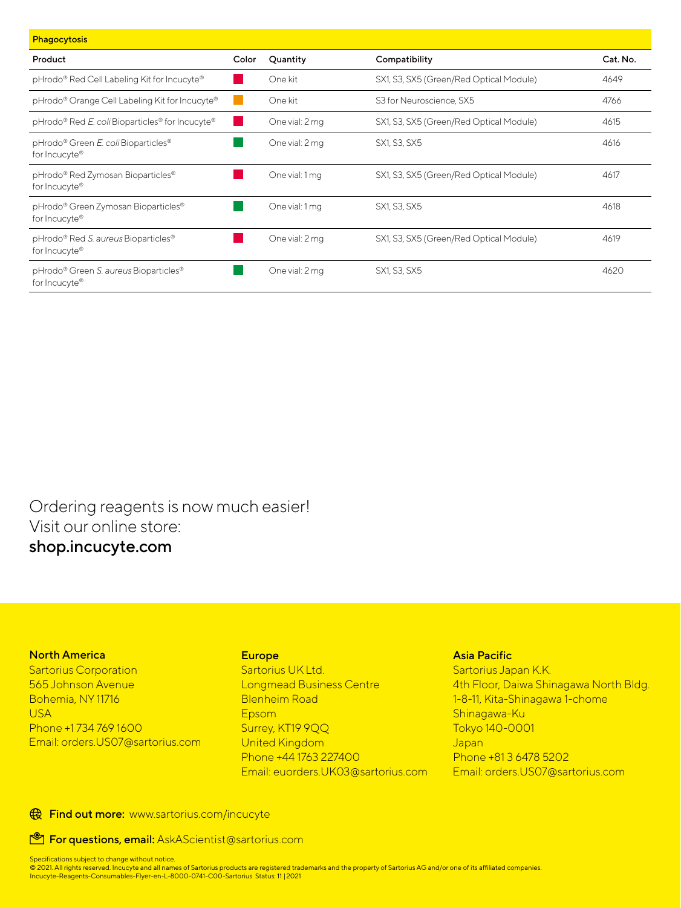## Phagocytosis

| Product | Color | Quantity | Compatibility | Cat. No. |
|---|---|---|---|---|
| pHrodo® Red Cell Labeling Kit for Incucyte® | Red | One kit | SX1, S3, SX5 (Green/Red Optical Module) | 4649 |
| pHrodo® Orange Cell Labeling Kit for Incucyte® | Orange | One kit | S3 for Neuroscience, SX5 | 4766 |
| pHrodo® Red *E. coli* Bioparticles® for Incucyte® | Red | One vial: 2 mg | SX1, S3, SX5 (Green/Red Optical Module) | 4615 |
| pHrodo® Green *E. coli* Bioparticles® for Incucyte® | Green | One vial: 2 mg | SX1, S3, SX5 | 4616 |
| pHrodo® Red Zymosan Bioparticles® for Incucyte® | Red | One vial: 1 mg | SX1, S3, SX5 (Green/Red Optical Module) | 4617 |
| pHrodo® Green Zymosan Bioparticles® for Incucyte® | Green | One vial: 1 mg | SX1, S3, SX5 | 4618 |
| pHrodo® Red *S. aureus* Bioparticles® for Incucyte® | Red | One vial: 2 mg | SX1, S3, SX5 (Green/Red Optical Module) | 4619 |
| pHrodo® Green *S. aureus* Bioparticles® for Incucyte® | Green | One vial: 2 mg | SX1, S3, SX5 | 4620 |

Ordering reagents is now much easier!
Visit our online store:
**shop.incucyte.com**

**North America**
Sartorius Corporation
565 Johnson Avenue
Bohemia, NY 11716
USA
Phone +1 734 769 1600
Email: orders.US07@sartorius.com

**Europe**
Sartorius UK Ltd.
Longmead Business Centre
Blenheim Road
Epsom
Surrey, KT19 9QQ
United Kingdom
Phone +44 1763 227400
Email: euorders.UK03@sartorius.com

**Asia Pacific**
Sartorius Japan K.K.
4th Floor, Daiwa Shinagawa North Bldg.
1-8-11, Kita-Shinagawa 1-chome
Shinagawa-Ku
Tokyo 140-0001
Japan
Phone +81 3 6478 5202
Email: orders.US07@sartorius.com

**Find out more:** www.sartorius.com/incucyte

**For questions, email:** AskAScientist@sartorius.com

Specifications subject to change without notice.
© 2021. All rights reserved. Incucyte and all names of Sartorius products are registered trademarks and the property of Sartorius AG and/or one of its affiliated companies.
Incucyte-Reagents-Consumables-Flyer-en-L-8000-0741-C00-Sartorius Status: 11 | 2021